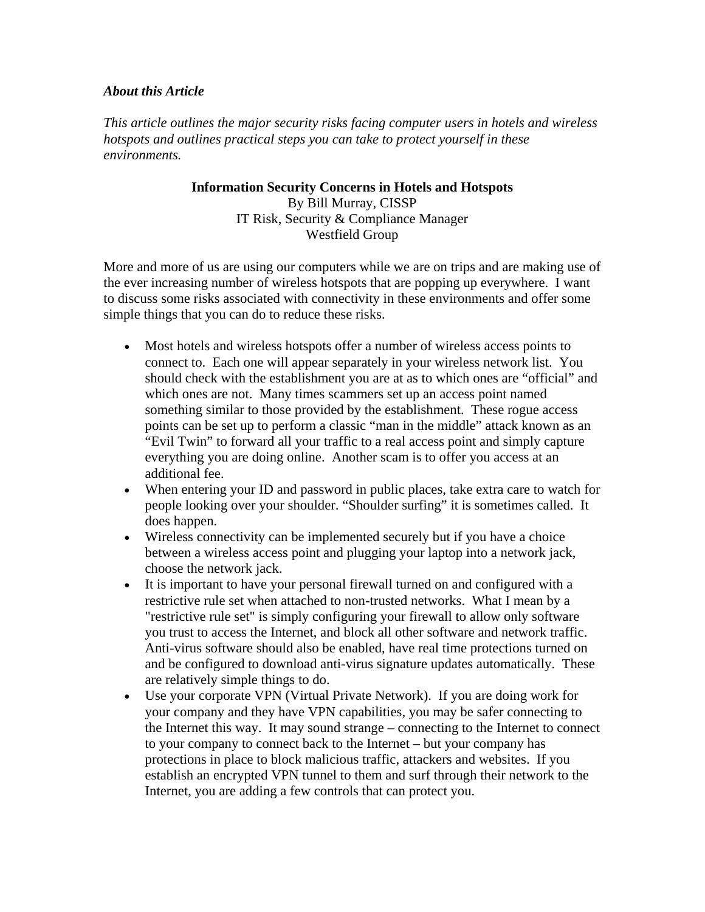***About this Article***

*This article outlines the major security risks facing computer users in hotels and wireless hotspots and outlines practical steps you can take to protect yourself in these environments.*

# Information Security Concerns in Hotels and Hotspots

By Bill Murray, CISSP
IT Risk, Security & Compliance Manager
Westfield Group

More and more of us are using our computers while we are on trips and are making use of the ever increasing number of wireless hotspots that are popping up everywhere. I want to discuss some risks associated with connectivity in these environments and offer some simple things that you can do to reduce these risks.

- Most hotels and wireless hotspots offer a number of wireless access points to connect to. Each one will appear separately in your wireless network list. You should check with the establishment you are at as to which ones are "official" and which ones are not. Many times scammers set up an access point named something similar to those provided by the establishment. These rogue access points can be set up to perform a classic "man in the middle" attack known as an "Evil Twin" to forward all your traffic to a real access point and simply capture everything you are doing online. Another scam is to offer you access at an additional fee.
- When entering your ID and password in public places, take extra care to watch for people looking over your shoulder. "Shoulder surfing" it is sometimes called. It does happen.
- Wireless connectivity can be implemented securely but if you have a choice between a wireless access point and plugging your laptop into a network jack, choose the network jack.
- It is important to have your personal firewall turned on and configured with a restrictive rule set when attached to non-trusted networks. What I mean by a "restrictive rule set" is simply configuring your firewall to allow only software you trust to access the Internet, and block all other software and network traffic. Anti-virus software should also be enabled, have real time protections turned on and be configured to download anti-virus signature updates automatically. These are relatively simple things to do.
- Use your corporate VPN (Virtual Private Network). If you are doing work for your company and they have VPN capabilities, you may be safer connecting to the Internet this way. It may sound strange – connecting to the Internet to connect to your company to connect back to the Internet – but your company has protections in place to block malicious traffic, attackers and websites. If you establish an encrypted VPN tunnel to them and surf through their network to the Internet, you are adding a few controls that can protect you.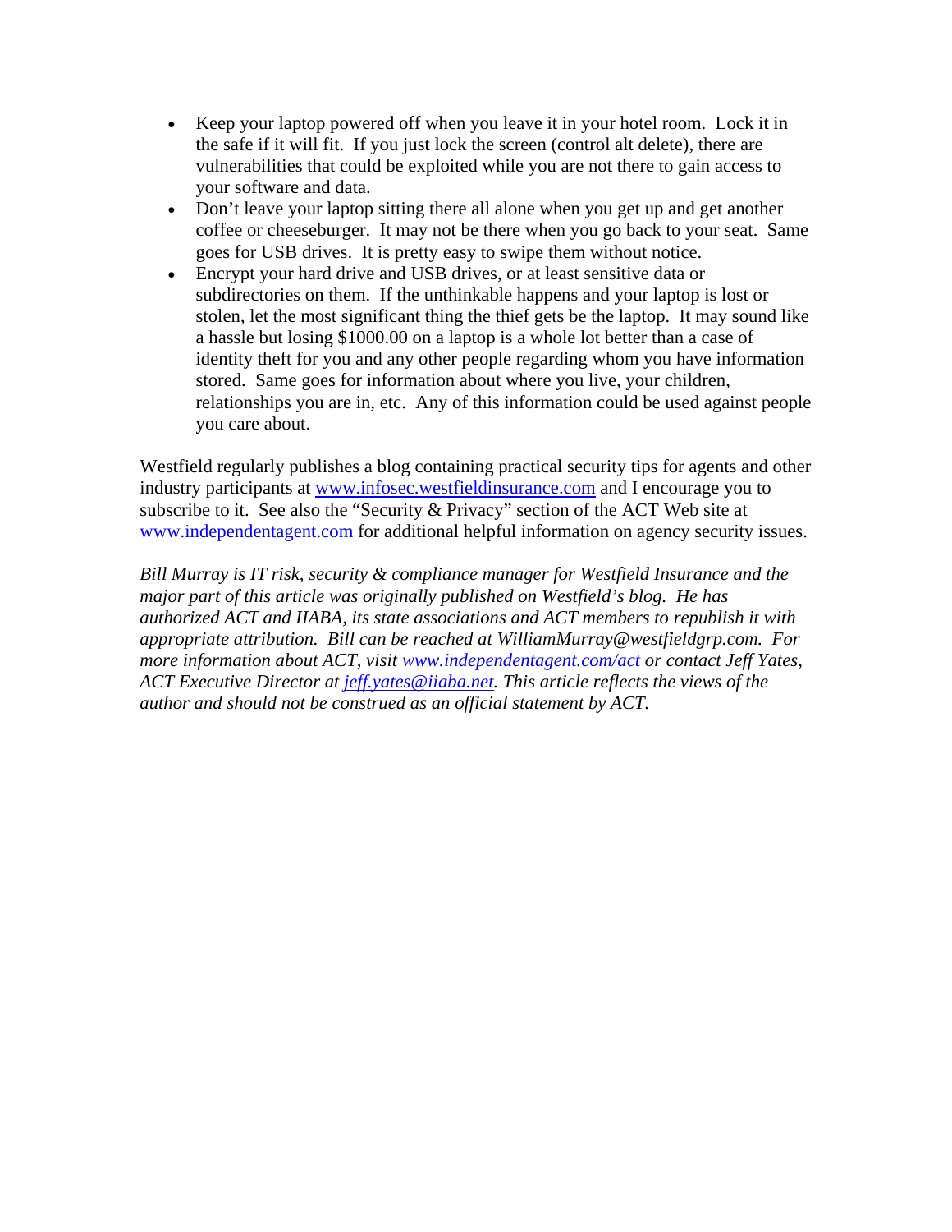- Keep your laptop powered off when you leave it in your hotel room. Lock it in the safe if it will fit. If you just lock the screen (control alt delete), there are vulnerabilities that could be exploited while you are not there to gain access to your software and data.
- Don't leave your laptop sitting there all alone when you get up and get another coffee or cheeseburger. It may not be there when you go back to your seat. Same goes for USB drives. It is pretty easy to swipe them without notice.
- Encrypt your hard drive and USB drives, or at least sensitive data or subdirectories on them. If the unthinkable happens and your laptop is lost or stolen, let the most significant thing the thief gets be the laptop. It may sound like a hassle but losing $1000.00 on a laptop is a whole lot better than a case of identity theft for you and any other people regarding whom you have information stored. Same goes for information about where you live, your children, relationships you are in, etc. Any of this information could be used against people you care about.

Westfield regularly publishes a blog containing practical security tips for agents and other industry participants at [www.infosec.westfieldinsurance.com](http://www.infosec.westfieldinsurance.com) and I encourage you to subscribe to it. See also the "Security & Privacy" section of the ACT Web site at [www.independentagent.com](http://www.independentagent.com) for additional helpful information on agency security issues.

*Bill Murray is IT risk, security & compliance manager for Westfield Insurance and the major part of this article was originally published on Westfield's blog. He has authorized ACT and IIABA, its state associations and ACT members to republish it with appropriate attribution. Bill can be reached at WilliamMurray@westfieldgrp.com. For more information about ACT, visit [www.independentagent.com/act](http://www.independentagent.com/act) or contact Jeff Yates, ACT Executive Director at [jeff.yates@iiaba.net](mailto:jeff.yates@iiaba.net). This article reflects the views of the author and should not be construed as an official statement by ACT.*